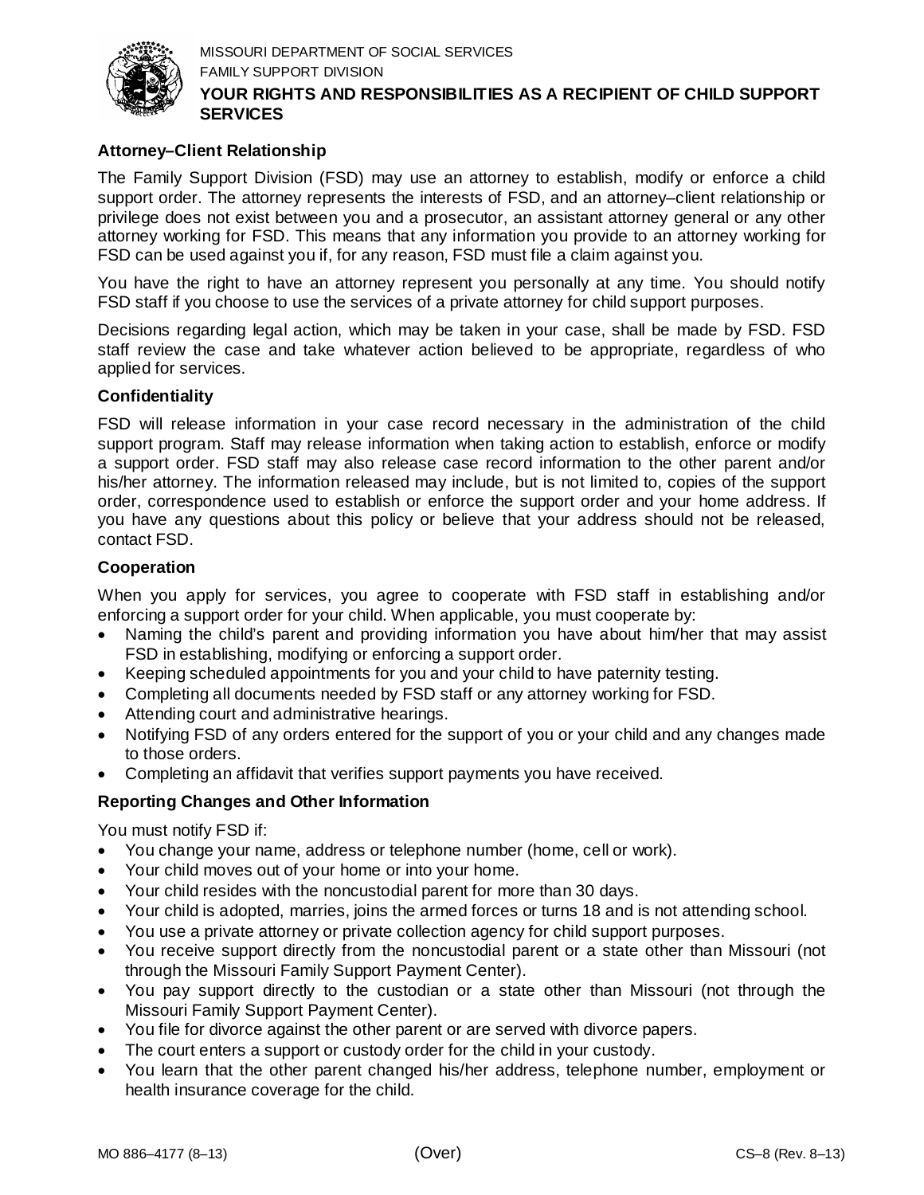MISSOURI DEPARTMENT OF SOCIAL SERVICES

FAMILY SUPPORT DIVISION

# YOUR RIGHTS AND RESPONSIBILITIES AS A RECIPIENT OF CHILD SUPPORT SERVICES

## Attorney–Client Relationship

The Family Support Division (FSD) may use an attorney to establish, modify or enforce a child support order. The attorney represents the interests of FSD, and an attorney–client relationship or privilege does not exist between you and a prosecutor, an assistant attorney general or any other attorney working for FSD. This means that any information you provide to an attorney working for FSD can be used against you if, for any reason, FSD must file a claim against you.

You have the right to have an attorney represent you personally at any time. You should notify FSD staff if you choose to use the services of a private attorney for child support purposes.

Decisions regarding legal action, which may be taken in your case, shall be made by FSD. FSD staff review the case and take whatever action believed to be appropriate, regardless of who applied for services.

## Confidentiality

FSD will release information in your case record necessary in the administration of the child support program. Staff may release information when taking action to establish, enforce or modify a support order. FSD staff may also release case record information to the other parent and/or his/her attorney. The information released may include, but is not limited to, copies of the support order, correspondence used to establish or enforce the support order and your home address. If you have any questions about this policy or believe that your address should not be released, contact FSD.

## Cooperation

When you apply for services, you agree to cooperate with FSD staff in establishing and/or enforcing a support order for your child. When applicable, you must cooperate by:

- Naming the child's parent and providing information you have about him/her that may assist FSD in establishing, modifying or enforcing a support order.
- Keeping scheduled appointments for you and your child to have paternity testing.
- Completing all documents needed by FSD staff or any attorney working for FSD.
- Attending court and administrative hearings.
- Notifying FSD of any orders entered for the support of you or your child and any changes made to those orders.
- Completing an affidavit that verifies support payments you have received.

## Reporting Changes and Other Information

You must notify FSD if:

- You change your name, address or telephone number (home, cell or work).
- Your child moves out of your home or into your home.
- Your child resides with the noncustodial parent for more than 30 days.
- Your child is adopted, marries, joins the armed forces or turns 18 and is not attending school.
- You use a private attorney or private collection agency for child support purposes.
- You receive support directly from the noncustodial parent or a state other than Missouri (not through the Missouri Family Support Payment Center).
- You pay support directly to the custodian or a state other than Missouri (not through the Missouri Family Support Payment Center).
- You file for divorce against the other parent or are served with divorce papers.
- The court enters a support or custody order for the child in your custody.
- You learn that the other parent changed his/her address, telephone number, employment or health insurance coverage for the child.

MO 886–4177 (8–13) (Over) CS–8 (Rev. 8–13)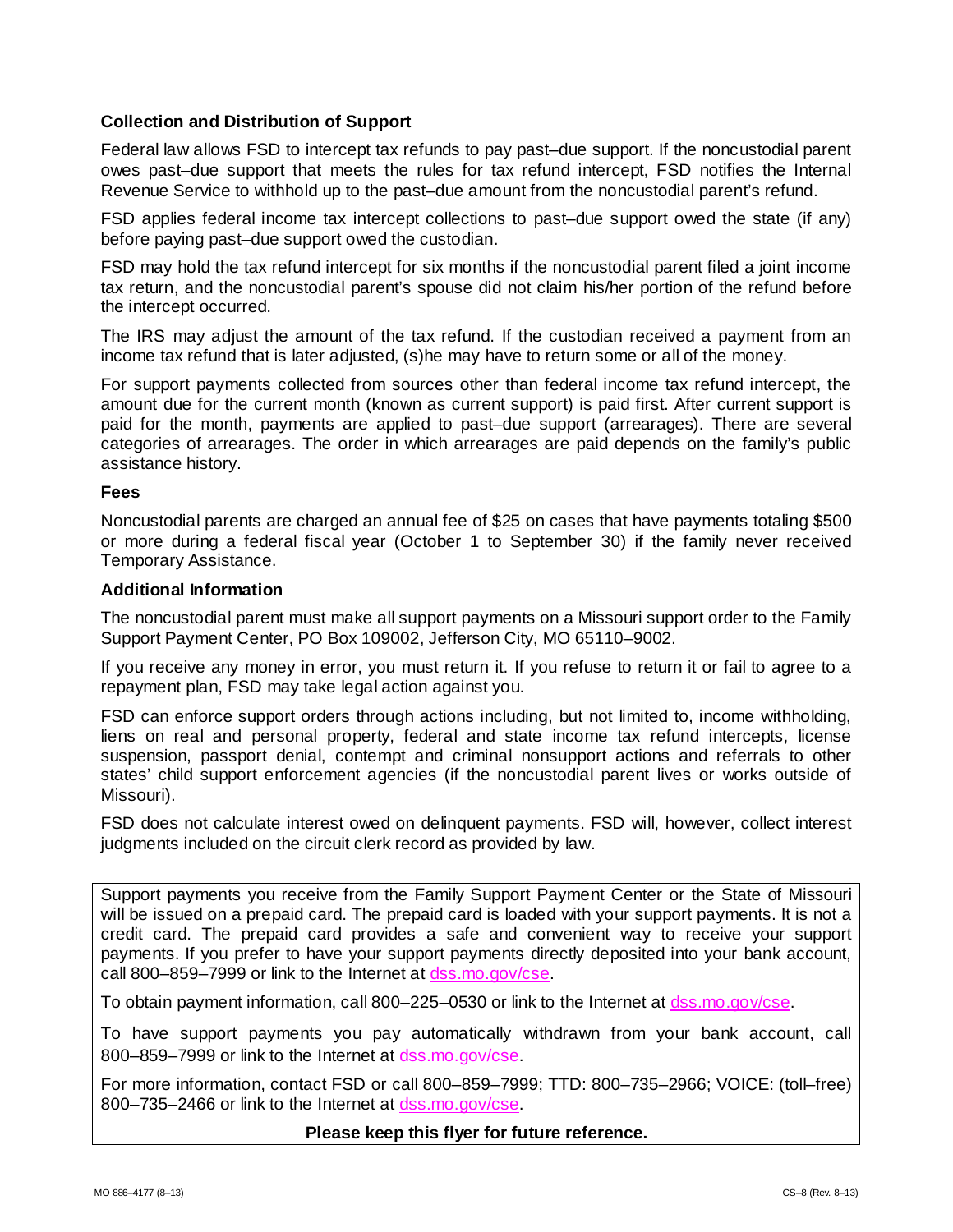### Collection and Distribution of Support

Federal law allows FSD to intercept tax refunds to pay past–due support. If the noncustodial parent owes past–due support that meets the rules for tax refund intercept, FSD notifies the Internal Revenue Service to withhold up to the past–due amount from the noncustodial parent's refund.

FSD applies federal income tax intercept collections to past–due support owed the state (if any) before paying past–due support owed the custodian.

FSD may hold the tax refund intercept for six months if the noncustodial parent filed a joint income tax return, and the noncustodial parent's spouse did not claim his/her portion of the refund before the intercept occurred.

The IRS may adjust the amount of the tax refund. If the custodian received a payment from an income tax refund that is later adjusted, (s)he may have to return some or all of the money.

For support payments collected from sources other than federal income tax refund intercept, the amount due for the current month (known as current support) is paid first. After current support is paid for the month, payments are applied to past–due support (arrearages). There are several categories of arrearages. The order in which arrearages are paid depends on the family's public assistance history.

### Fees

Noncustodial parents are charged an annual fee of $25 on cases that have payments totaling $500 or more during a federal fiscal year (October 1 to September 30) if the family never received Temporary Assistance.

### Additional Information

The noncustodial parent must make all support payments on a Missouri support order to the Family Support Payment Center, PO Box 109002, Jefferson City, MO 65110–9002.

If you receive any money in error, you must return it. If you refuse to return it or fail to agree to a repayment plan, FSD may take legal action against you.

FSD can enforce support orders through actions including, but not limited to, income withholding, liens on real and personal property, federal and state income tax refund intercepts, license suspension, passport denial, contempt and criminal nonsupport actions and referrals to other states' child support enforcement agencies (if the noncustodial parent lives or works outside of Missouri).

FSD does not calculate interest owed on delinquent payments. FSD will, however, collect interest judgments included on the circuit clerk record as provided by law.

Support payments you receive from the Family Support Payment Center or the State of Missouri will be issued on a prepaid card. The prepaid card is loaded with your support payments. It is not a credit card. The prepaid card provides a safe and convenient way to receive your support payments. If you prefer to have your support payments directly deposited into your bank account, call 800–859–7999 or link to the Internet at dss.mo.gov/cse.

To obtain payment information, call 800–225–0530 or link to the Internet at dss.mo.gov/cse.

To have support payments you pay automatically withdrawn from your bank account, call 800–859–7999 or link to the Internet at dss.mo.gov/cse.

For more information, contact FSD or call 800–859–7999; TTD: 800–735–2966; VOICE: (toll–free) 800–735–2466 or link to the Internet at dss.mo.gov/cse.

**Please keep this flyer for future reference.**

MO 886–4177 (8–13) CS–8 (Rev. 8–13)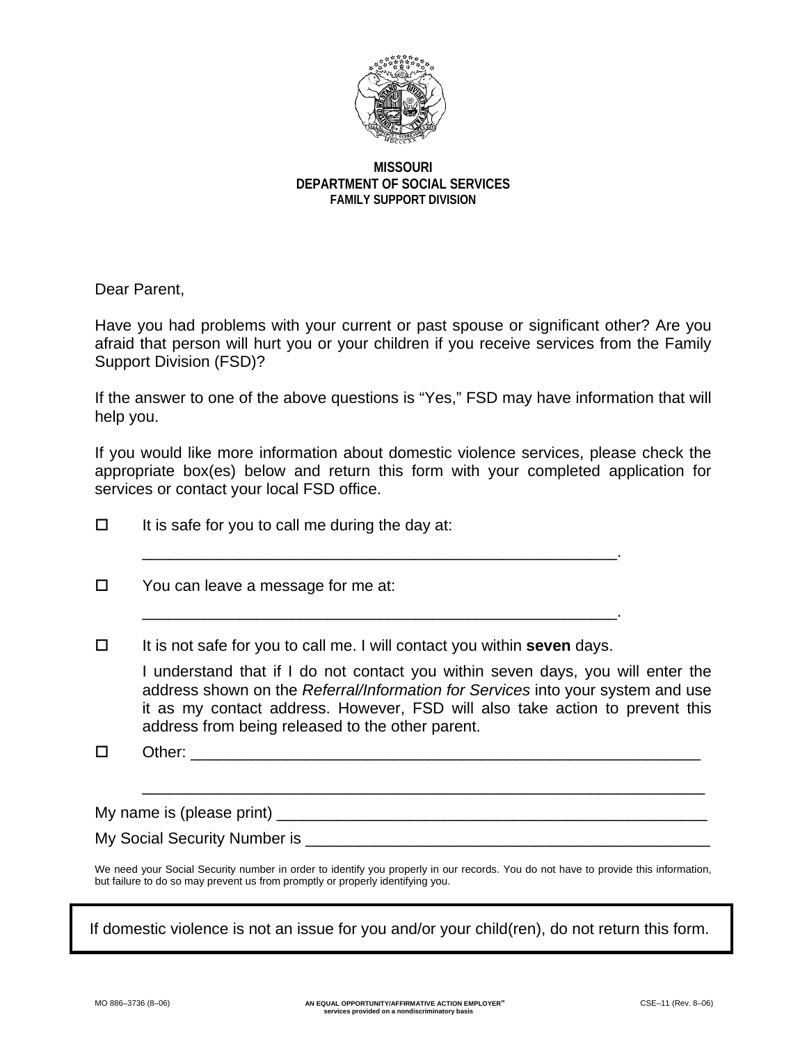**MISSOURI**
**DEPARTMENT OF SOCIAL SERVICES**
**FAMILY SUPPORT DIVISION**

Dear Parent,

Have you had problems with your current or past spouse or significant other? Are you afraid that person will hurt you or your children if you receive services from the Family Support Division (FSD)?

If the answer to one of the above questions is “Yes,” FSD may have information that will help you.

If you would like more information about domestic violence services, please check the appropriate box(es) below and return this form with your completed application for services or contact your local FSD office.

☐ It is safe for you to call me during the day at:

_______________________________________________________.

☐ You can leave a message for me at:

_______________________________________________________.

☐ It is not safe for you to call me. I will contact you within **seven** days.

I understand that if I do not contact you within seven days, you will enter the address shown on the *Referral/Information for Services* into your system and use it as my contact address. However, FSD will also take action to prevent this address from being released to the other parent.

☐ Other: ___________________________________________________________

_________________________________________________________________

My name is (please print) __________________________________________________

My Social Security Number is _______________________________________________

We need your Social Security number in order to identify you properly in our records. You do not have to provide this information, but failure to do so may prevent us from promptly or properly identifying you.

| If domestic violence is not an issue for you and/or your child(ren), do not return this form. |
|---|

MO 886–3736 (8–06) AN EQUAL OPPORTUNITY/AFFIRMATIVE ACTION EMPLOYER” services provided on a nondiscriminatory basis CSE–11 (Rev. 8–06)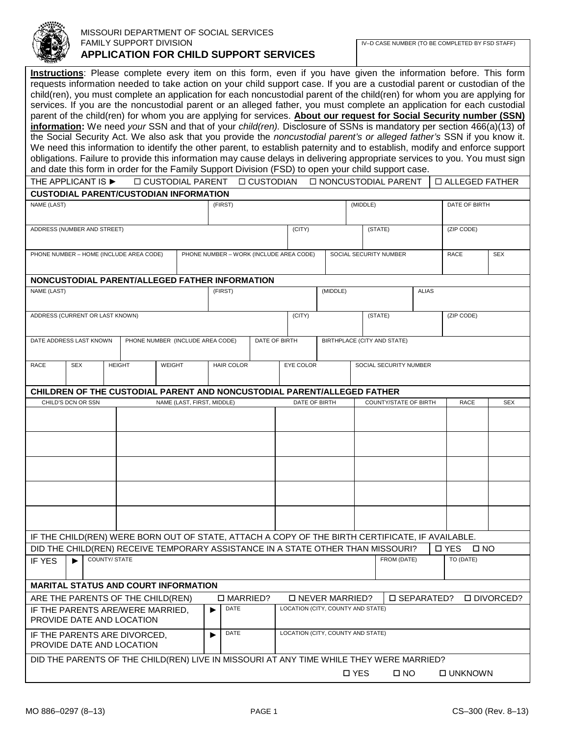MISSOURI DEPARTMENT OF SOCIAL SERVICES
FAMILY SUPPORT DIVISION

# APPLICATION FOR CHILD SUPPORT SERVICES

IV–D CASE NUMBER (TO BE COMPLETED BY FSD STAFF)

**Instructions**: Please complete every item on this form, even if you have given the information before. This form requests information needed to take action on your child support case. If you are a custodial parent or custodian of the child(ren), you must complete an application for each noncustodial parent of the child(ren) for whom you are applying for services. If you are the noncustodial parent or an alleged father, you must complete an application for each custodial parent of the child(ren) for whom you are applying for services. **About our request for Social Security number (SSN) information:** We need *your* SSN and that of your *child(ren).* Disclosure of SSNs is mandatory per section 466(a)(13) of the Social Security Act. We also ask that you provide the *noncustodial parent's or alleged father's* SSN if you know it. We need this information to identify the other parent, to establish paternity and to establish, modify and enforce support obligations. Failure to provide this information may cause delays in delivering appropriate services to you. You must sign and date this form in order for the Family Support Division (FSD) to open your child support case.

THE APPLICANT IS ► ☐ CUSTODIAL PARENT ☐ CUSTODIAN ☐ NONCUSTODIAL PARENT ☐ ALLEGED FATHER

## CUSTODIAL PARENT/CUSTODIAN INFORMATION

| NAME (LAST) | (FIRST) | (MIDDLE) | DATE OF BIRTH |
|---|---|---|---|
| | | | |

| ADDRESS (NUMBER AND STREET) | (CITY) | (STATE) | (ZIP CODE) |
|---|---|---|---|
| | | | |

| PHONE NUMBER – HOME (INCLUDE AREA CODE) | PHONE NUMBER – WORK (INCLUDE AREA CODE) | SOCIAL SECURITY NUMBER | RACE | SEX |
|---|---|---|---|---|
| | | | | |

## NONCUSTODIAL PARENT/ALLEGED FATHER INFORMATION

| NAME (LAST) | (FIRST) | (MIDDLE) | ALIAS |
|---|---|---|---|
| | | | |

| ADDRESS (CURRENT OR LAST KNOWN) | (CITY) | (STATE) | (ZIP CODE) |
|---|---|---|---|
| | | | |

| DATE ADDRESS LAST KNOWN | PHONE NUMBER (INCLUDE AREA CODE) | DATE OF BIRTH | BIRTHPLACE (CITY AND STATE) |
|---|---|---|---|
| | | | |

| RACE | SEX | HEIGHT | WEIGHT | HAIR COLOR | EYE COLOR | SOCIAL SECURITY NUMBER |
|---|---|---|---|---|---|---|
| | | | | | | |

## CHILDREN OF THE CUSTODIAL PARENT AND NONCUSTODIAL PARENT/ALLEGED FATHER

| CHILD'S DCN OR SSN | NAME (LAST, FIRST, MIDDLE) | DATE OF BIRTH | COUNTY/STATE OF BIRTH | RACE | SEX |
|---|---|---|---|---|---|
| | | | | | |
| | | | | | |
| | | | | | |
| | | | | | |
| | | | | | |

IF THE CHILD(REN) WERE BORN OUT OF STATE, ATTACH A COPY OF THE BIRTH CERTIFICATE, IF AVAILABLE.

DID THE CHILD(REN) RECEIVE TEMPORARY ASSISTANCE IN A STATE OTHER THAN MISSOURI? ☐ YES ☐ NO

| IF YES ► | COUNTY/ STATE | FROM (DATE) | TO (DATE) |
|---|---|---|---|
| | | | |

## MARITAL STATUS AND COURT INFORMATION

ARE THE PARENTS OF THE CHILD(REN) ☐ MARRIED? ☐ NEVER MARRIED? ☐ SEPARATED? ☐ DIVORCED?

| | | DATE | LOCATION (CITY, COUNTY AND STATE) |
|---|---|---|---|
| IF THE PARENTS ARE/WERE MARRIED, PROVIDE DATE AND LOCATION | ► | | |
| IF THE PARENTS ARE DIVORCED, PROVIDE DATE AND LOCATION | ► | | |

DID THE PARENTS OF THE CHILD(REN) LIVE IN MISSOURI AT ANY TIME WHILE THEY WERE MARRIED?

☐ YES ☐ NO ☐ UNKNOWN

MO 886–0297 (8–13) CS–300 (Rev. 8–13)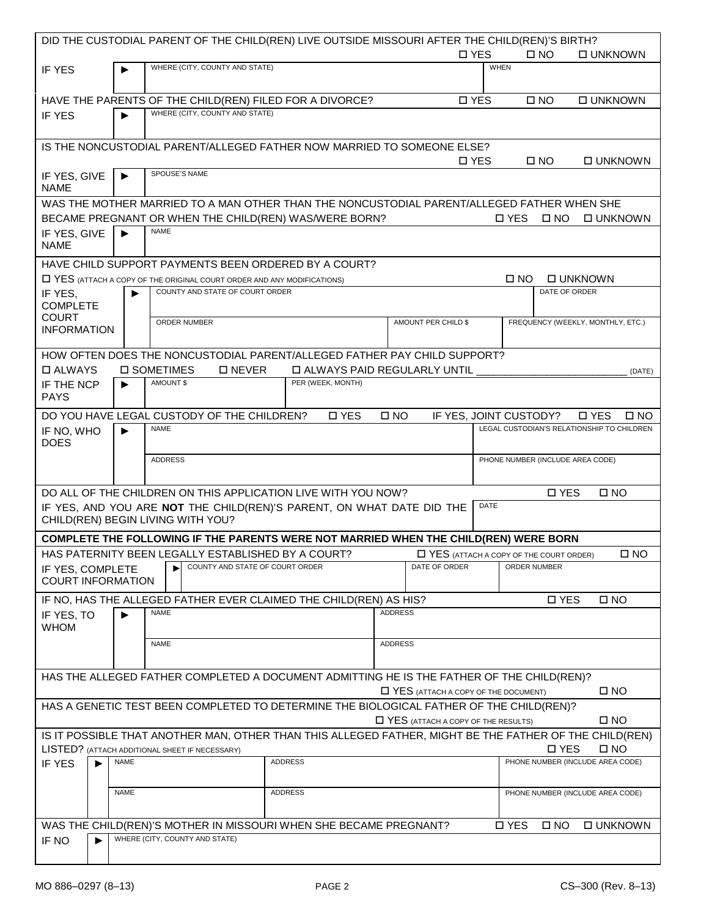DID THE CUSTODIAL PARENT OF THE CHILD(REN) LIVE OUTSIDE MISSOURI AFTER THE CHILD(REN)'S BIRTH?
☐ YES ☐ NO ☐ UNKNOWN

| IF YES ► | WHERE (CITY, COUNTY AND STATE) | WHEN |
|---|---|---|
| | | |

HAVE THE PARENTS OF THE CHILD(REN) FILED FOR A DIVORCE? ☐ YES ☐ NO ☐ UNKNOWN

| IF YES ► | WHERE (CITY, COUNTY AND STATE) |
|---|---|
| | |

IS THE NONCUSTODIAL PARENT/ALLEGED FATHER NOW MARRIED TO SOMEONE ELSE?
☐ YES ☐ NO ☐ UNKNOWN

| IF YES, GIVE NAME ► | SPOUSE'S NAME |
|---|---|
| | |

WAS THE MOTHER MARRIED TO A MAN OTHER THAN THE NONCUSTODIAL PARENT/ALLEGED FATHER WHEN SHE BECAME PREGNANT OR WHEN THE CHILD(REN) WAS/WERE BORN? ☐ YES ☐ NO ☐ UNKNOWN

| IF YES, GIVE NAME ► | NAME |
|---|---|
| | |

HAVE CHILD SUPPORT PAYMENTS BEEN ORDERED BY A COURT?
☐ YES (ATTACH A COPY OF THE ORIGINAL COURT ORDER AND ANY MODIFICATIONS) ☐ NO ☐ UNKNOWN

| IF YES, COMPLETE COURT INFORMATION ► | COUNTY AND STATE OF COURT ORDER | | DATE OF ORDER |
|---|---|---|---|
| | ORDER NUMBER | AMOUNT PER CHILD $ | FREQUENCY (WEEKLY, MONTHLY, ETC.) |

HOW OFTEN DOES THE NONCUSTODIAL PARENT/ALLEGED FATHER PAY CHILD SUPPORT?
☐ ALWAYS ☐ SOMETIMES ☐ NEVER ☐ ALWAYS PAID REGULARLY UNTIL ____________________ (DATE)

| IF THE NCP PAYS ► | AMOUNT $ | PER (WEEK, MONTH) |
|---|---|---|
| | | |

DO YOU HAVE LEGAL CUSTODY OF THE CHILDREN? ☐ YES ☐ NO IF YES, JOINT CUSTODY? ☐ YES ☐ NO

| IF NO, WHO DOES ► | NAME | LEGAL CUSTODIAN'S RELATIONSHIP TO CHILDREN |
|---|---|---|
| | ADDRESS | PHONE NUMBER (INCLUDE AREA CODE) |

DO ALL OF THE CHILDREN ON THIS APPLICATION LIVE WITH YOU NOW? ☐ YES ☐ NO

IF YES, AND YOU ARE **NOT** THE CHILD(REN)'S PARENT, ON WHAT DATE DID THE CHILD(REN) BEGIN LIVING WITH YOU? DATE

**COMPLETE THE FOLLOWING IF THE PARENTS WERE NOT MARRIED WHEN THE CHILD(REN) WERE BORN**

HAS PATERNITY BEEN LEGALLY ESTABLISHED BY A COURT? ☐ YES (ATTACH A COPY OF THE COURT ORDER) ☐ NO

| IF YES, COMPLETE COURT INFORMATION ► | COUNTY AND STATE OF COURT ORDER | DATE OF ORDER | ORDER NUMBER |
|---|---|---|---|
| | | | |

IF NO, HAS THE ALLEGED FATHER EVER CLAIMED THE CHILD(REN) AS HIS? ☐ YES ☐ NO

| IF YES, TO WHOM ► | NAME | ADDRESS |
|---|---|---|
| | NAME | ADDRESS |

HAS THE ALLEGED FATHER COMPLETED A DOCUMENT ADMITTING HE IS THE FATHER OF THE CHILD(REN)?
☐ YES (ATTACH A COPY OF THE DOCUMENT) ☐ NO

HAS A GENETIC TEST BEEN COMPLETED TO DETERMINE THE BIOLOGICAL FATHER OF THE CHILD(REN)?
☐ YES (ATTACH A COPY OF THE RESULTS) ☐ NO

IS IT POSSIBLE THAT ANOTHER MAN, OTHER THAN THIS ALLEGED FATHER, MIGHT BE THE FATHER OF THE CHILD(REN) LISTED? (ATTACH ADDITIONAL SHEET IF NECESSARY) ☐ YES ☐ NO

| IF YES ► | NAME | ADDRESS | PHONE NUMBER (INCLUDE AREA CODE) |
|---|---|---|---|
| | NAME | ADDRESS | PHONE NUMBER (INCLUDE AREA CODE) |

WAS THE CHILD(REN)'S MOTHER IN MISSOURI WHEN SHE BECAME PREGNANT? ☐ YES ☐ NO ☐ UNKNOWN

| IF NO ► | WHERE (CITY, COUNTY AND STATE) |
|---|---|
| | |

MO 886–0297 (8–13) CS–300 (Rev. 8–13)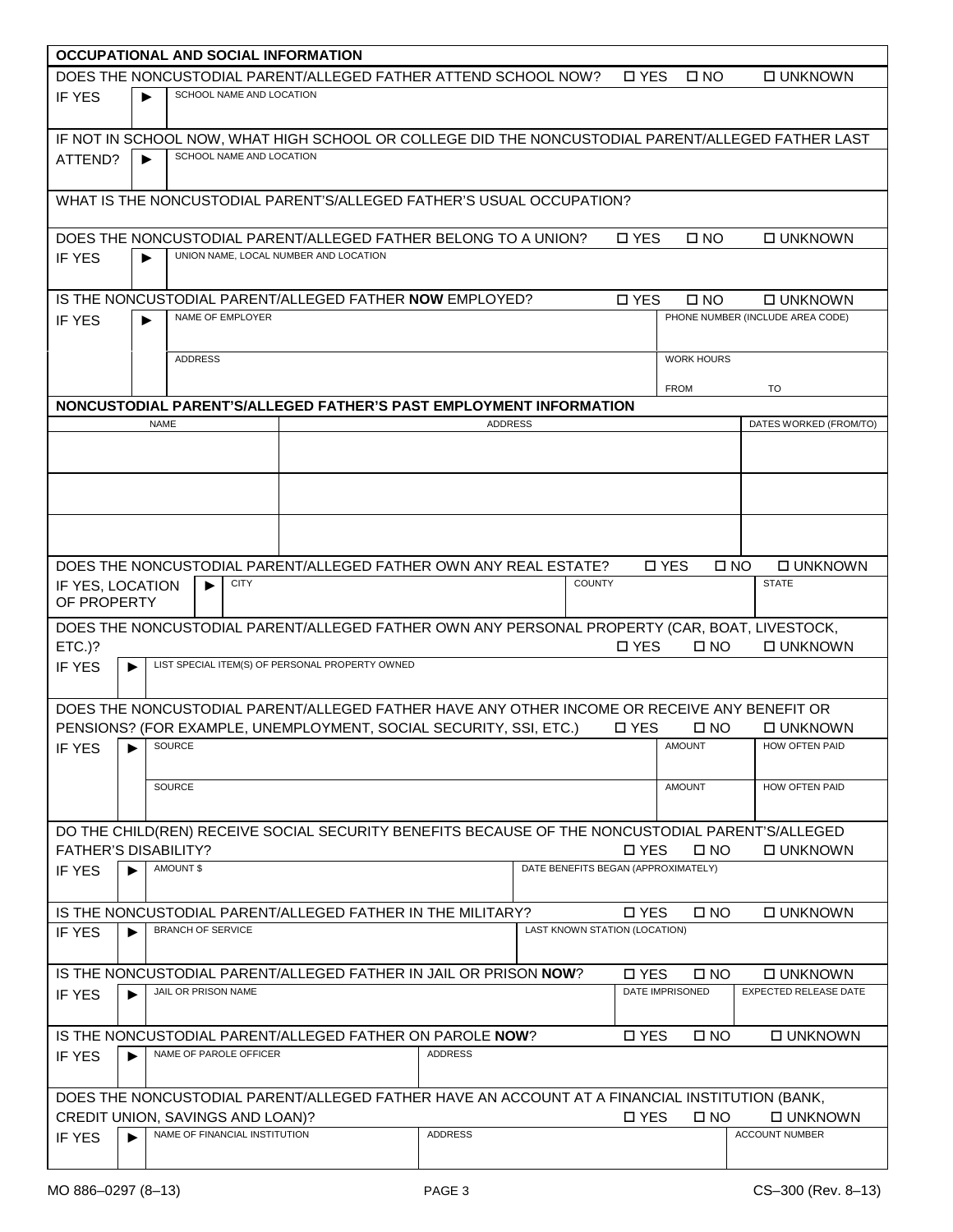## OCCUPATIONAL AND SOCIAL INFORMATION

DOES THE NONCUSTODIAL PARENT/ALLEGED FATHER ATTEND SCHOOL NOW? ☐ YES ☐ NO ☐ UNKNOWN

IF YES ► SCHOOL NAME AND LOCATION

IF NOT IN SCHOOL NOW, WHAT HIGH SCHOOL OR COLLEGE DID THE NONCUSTODIAL PARENT/ALLEGED FATHER LAST ATTEND? ► SCHOOL NAME AND LOCATION

WHAT IS THE NONCUSTODIAL PARENT'S/ALLEGED FATHER'S USUAL OCCUPATION?

DOES THE NONCUSTODIAL PARENT/ALLEGED FATHER BELONG TO A UNION? ☐ YES ☐ NO ☐ UNKNOWN

IF YES ► UNION NAME, LOCAL NUMBER AND LOCATION

IS THE NONCUSTODIAL PARENT/ALLEGED FATHER **NOW** EMPLOYED? ☐ YES ☐ NO ☐ UNKNOWN

| IF YES ► | NAME OF EMPLOYER | PHONE NUMBER (INCLUDE AREA CODE) |
|---|---|---|
| | ADDRESS | WORK HOURS FROM TO |

## NONCUSTODIAL PARENT'S/ALLEGED FATHER'S PAST EMPLOYMENT INFORMATION

| NAME | ADDRESS | DATES WORKED (FROM/TO) |
|---|---|---|
| | | |
| | | |
| | | |

DOES THE NONCUSTODIAL PARENT/ALLEGED FATHER OWN ANY REAL ESTATE? ☐ YES ☐ NO ☐ UNKNOWN

| IF YES, LOCATION OF PROPERTY ► | CITY | COUNTY | STATE |
|---|---|---|---|

DOES THE NONCUSTODIAL PARENT/ALLEGED FATHER OWN ANY PERSONAL PROPERTY (CAR, BOAT, LIVESTOCK, ETC.)? ☐ YES ☐ NO ☐ UNKNOWN

IF YES ► LIST SPECIAL ITEM(S) OF PERSONAL PROPERTY OWNED

DOES THE NONCUSTODIAL PARENT/ALLEGED FATHER HAVE ANY OTHER INCOME OR RECEIVE ANY BENEFIT OR PENSIONS? (FOR EXAMPLE, UNEMPLOYMENT, SOCIAL SECURITY, SSI, ETC.) ☐ YES ☐ NO ☐ UNKNOWN

| IF YES ► | SOURCE | AMOUNT | HOW OFTEN PAID |
|---|---|---|---|
| | SOURCE | AMOUNT | HOW OFTEN PAID |

DO THE CHILD(REN) RECEIVE SOCIAL SECURITY BENEFITS BECAUSE OF THE NONCUSTODIAL PARENT'S/ALLEGED FATHER'S DISABILITY? ☐ YES ☐ NO ☐ UNKNOWN

| IF YES ► | AMOUNT $ | DATE BENEFITS BEGAN (APPROXIMATELY) |
|---|---|---|

IS THE NONCUSTODIAL PARENT/ALLEGED FATHER IN THE MILITARY? ☐ YES ☐ NO ☐ UNKNOWN

| IF YES ► | BRANCH OF SERVICE | LAST KNOWN STATION (LOCATION) |
|---|---|---|

IS THE NONCUSTODIAL PARENT/ALLEGED FATHER IN JAIL OR PRISON **NOW**? ☐ YES ☐ NO ☐ UNKNOWN

| IF YES ► | JAIL OR PRISON NAME | DATE IMPRISONED | EXPECTED RELEASE DATE |
|---|---|---|---|

IS THE NONCUSTODIAL PARENT/ALLEGED FATHER ON PAROLE **NOW**? ☐ YES ☐ NO ☐ UNKNOWN

| IF YES ► | NAME OF PAROLE OFFICER | ADDRESS |
|---|---|---|

DOES THE NONCUSTODIAL PARENT/ALLEGED FATHER HAVE AN ACCOUNT AT A FINANCIAL INSTITUTION (BANK, CREDIT UNION, SAVINGS AND LOAN)? ☐ YES ☐ NO ☐ UNKNOWN

| IF YES ► | NAME OF FINANCIAL INSTITUTION | ADDRESS | ACCOUNT NUMBER |
|---|---|---|---|

MO 886–0297 (8–13) CS–300 (Rev. 8–13)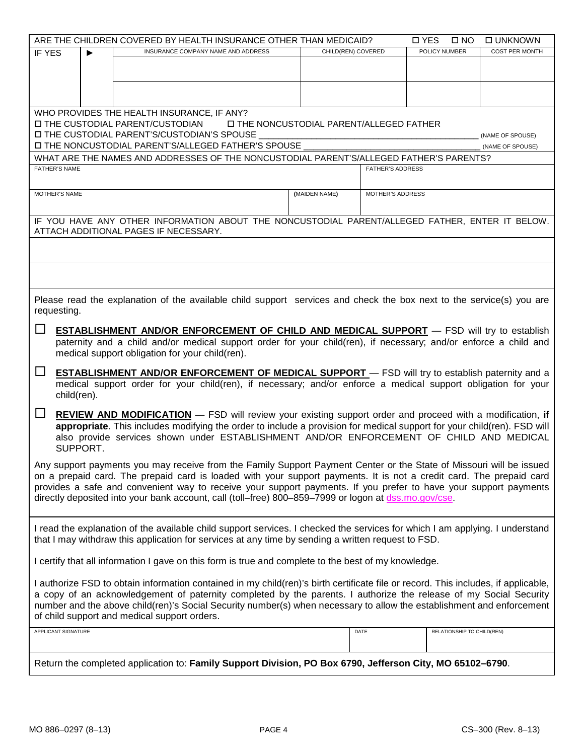ARE THE CHILDREN COVERED BY HEALTH INSURANCE OTHER THAN MEDICAID? ☐ YES ☐ NO ☐ UNKNOWN

| IF YES ► | INSURANCE COMPANY NAME AND ADDRESS | CHILD(REN) COVERED | POLICY NUMBER | COST PER MONTH |
|---|---|---|---|---|
| | | | | |
| | | | | |

WHO PROVIDES THE HEALTH INSURANCE, IF ANY?

☐ THE CUSTODIAL PARENT/CUSTODIAN ☐ THE NONCUSTODIAL PARENT/ALLEGED FATHER

☐ THE CUSTODIAL PARENT'S/CUSTODIAN'S SPOUSE ____________________ (NAME OF SPOUSE)

☐ THE NONCUSTODIAL PARENT'S/ALLEGED FATHER'S SPOUSE ____________________ (NAME OF SPOUSE)

WHAT ARE THE NAMES AND ADDRESSES OF THE NONCUSTODIAL PARENT'S/ALLEGED FATHER'S PARENTS?

| FATHER'S NAME | | FATHER'S ADDRESS |
|---|---|---|
| | | |
| MOTHER'S NAME | (MAIDEN NAME) | MOTHER'S ADDRESS |
| | | |

IF YOU HAVE ANY OTHER INFORMATION ABOUT THE NONCUSTODIAL PARENT/ALLEGED FATHER, ENTER IT BELOW. ATTACH ADDITIONAL PAGES IF NECESSARY.

Please read the explanation of the available child support services and check the box next to the service(s) you are requesting.

☐ **ESTABLISHMENT AND/OR ENFORCEMENT OF CHILD AND MEDICAL SUPPORT** — FSD will try to establish paternity and a child and/or medical support order for your child(ren), if necessary; and/or enforce a child and medical support obligation for your child(ren).

☐ **ESTABLISHMENT AND/OR ENFORCEMENT OF MEDICAL SUPPORT** — FSD will try to establish paternity and a medical support order for your child(ren), if necessary; and/or enforce a medical support obligation for your child(ren).

☐ **REVIEW AND MODIFICATION** — FSD will review your existing support order and proceed with a modification, **if appropriate**. This includes modifying the order to include a provision for medical support for your child(ren). FSD will also provide services shown under ESTABLISHMENT AND/OR ENFORCEMENT OF CHILD AND MEDICAL SUPPORT.

Any support payments you may receive from the Family Support Payment Center or the State of Missouri will be issued on a prepaid card. The prepaid card is loaded with your support payments. It is not a credit card. The prepaid card provides a safe and convenient way to receive your support payments. If you prefer to have your support payments directly deposited into your bank account, call (toll–free) 800–859–7999 or logon at dss.mo.gov/cse.

I read the explanation of the available child support services. I checked the services for which I am applying. I understand that I may withdraw this application for services at any time by sending a written request to FSD.

I certify that all information I gave on this form is true and complete to the best of my knowledge.

I authorize FSD to obtain information contained in my child(ren)'s birth certificate file or record. This includes, if applicable, a copy of an acknowledgement of paternity completed by the parents. I authorize the release of my Social Security number and the above child(ren)'s Social Security number(s) when necessary to allow the establishment and enforcement of child support and medical support orders.

| APPLICANT SIGNATURE | DATE | RELATIONSHIP TO CHILD(REN) |
|---|---|---|
| | | |

Return the completed application to: **Family Support Division, PO Box 6790, Jefferson City, MO 65102–6790**.

MO 886–0297 (8–13) CS–300 (Rev. 8–13)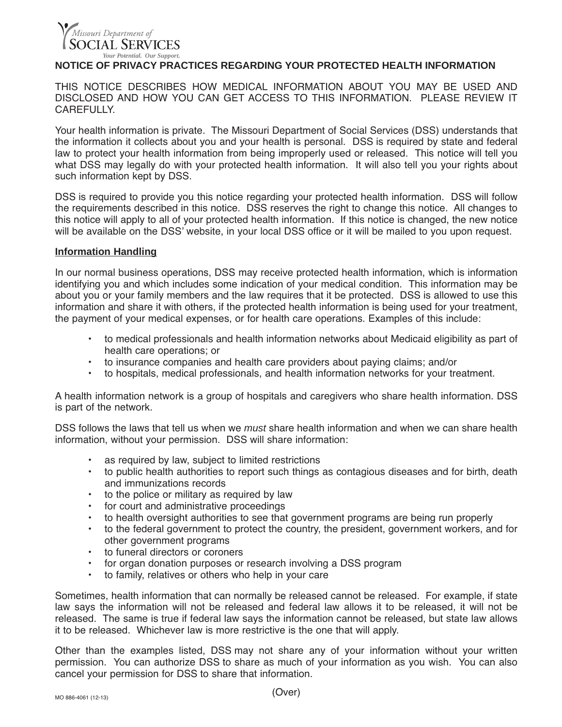Missouri Department of
SOCIAL SERVICES
*Your Potential. Our Support.*

# NOTICE OF PRIVACY PRACTICES REGARDING YOUR PROTECTED HEALTH INFORMATION

THIS NOTICE DESCRIBES HOW MEDICAL INFORMATION ABOUT YOU MAY BE USED AND DISCLOSED AND HOW YOU CAN GET ACCESS TO THIS INFORMATION. PLEASE REVIEW IT CAREFULLY.

Your health information is private. The Missouri Department of Social Services (DSS) understands that the information it collects about you and your health is personal. DSS is required by state and federal law to protect your health information from being improperly used or released. This notice will tell you what DSS may legally do with your protected health information. It will also tell you your rights about such information kept by DSS.

DSS is required to provide you this notice regarding your protected health information. DSS will follow the requirements described in this notice. DSS reserves the right to change this notice. All changes to this notice will apply to all of your protected health information. If this notice is changed, the new notice will be available on the DSS' website, in your local DSS office or it will be mailed to you upon request.

## Information Handling

In our normal business operations, DSS may receive protected health information, which is information identifying you and which includes some indication of your medical condition. This information may be about you or your family members and the law requires that it be protected. DSS is allowed to use this information and share it with others, if the protected health information is being used for your treatment, the payment of your medical expenses, or for health care operations. Examples of this include:

- to medical professionals and health information networks about Medicaid eligibility as part of health care operations; or
- to insurance companies and health care providers about paying claims; and/or
- to hospitals, medical professionals, and health information networks for your treatment.

A health information network is a group of hospitals and caregivers who share health information. DSS is part of the network.

DSS follows the laws that tell us when we *must* share health information and when we can share health information, without your permission. DSS will share information:

- as required by law, subject to limited restrictions
- to public health authorities to report such things as contagious diseases and for birth, death and immunizations records
- to the police or military as required by law
- for court and administrative proceedings
- to health oversight authorities to see that government programs are being run properly
- to the federal government to protect the country, the president, government workers, and for other government programs
- to funeral directors or coroners
- for organ donation purposes or research involving a DSS program
- to family, relatives or others who help in your care

Sometimes, health information that can normally be released cannot be released. For example, if state law says the information will not be released and federal law allows it to be released, it will not be released. The same is true if federal law says the information cannot be released, but state law allows it to be released. Whichever law is more restrictive is the one that will apply.

Other than the examples listed, DSS may not share any of your information without your written permission. You can authorize DSS to share as much of your information as you wish. You can also cancel your permission for DSS to share that information.

(Over)

MO 886-4061 (12-13)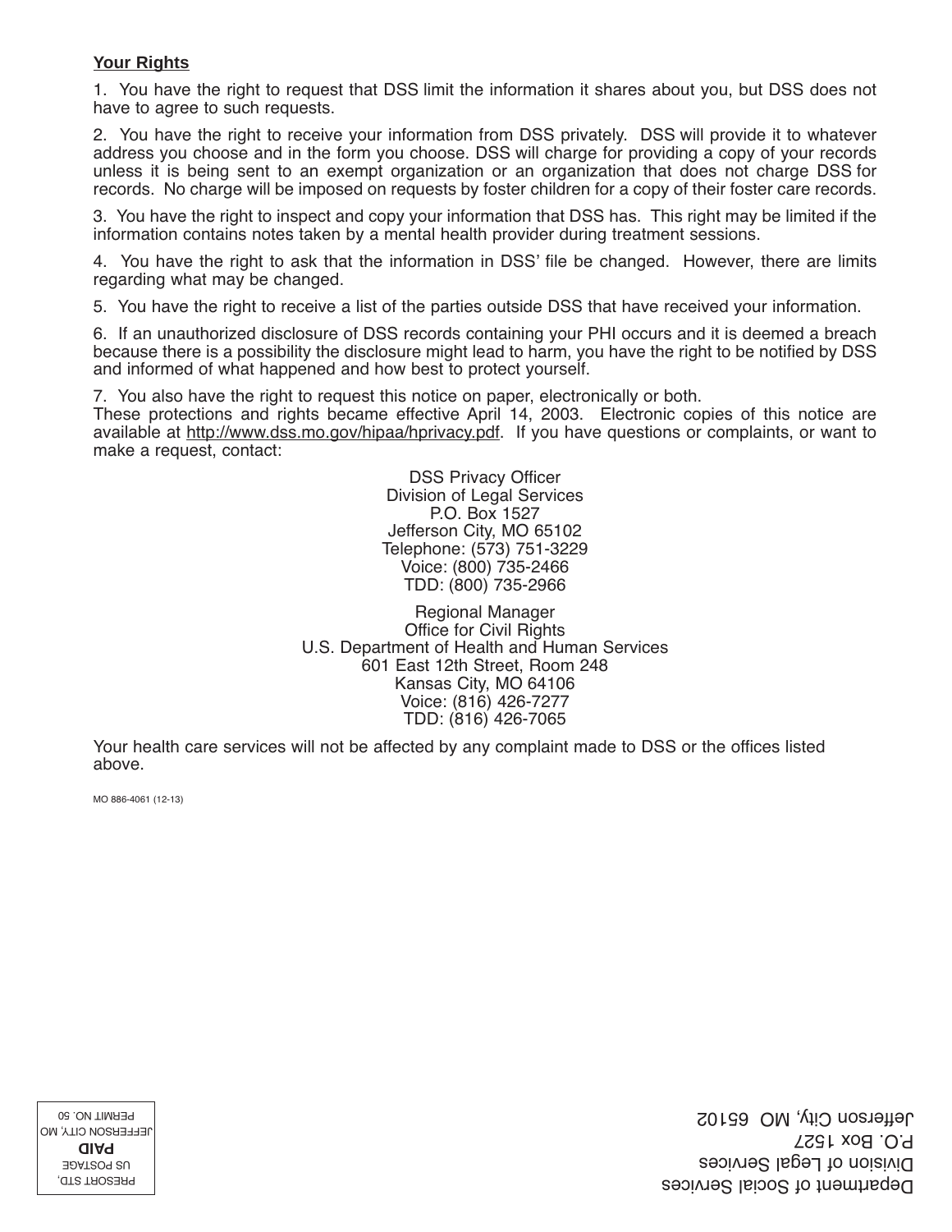**Your Rights**

1. You have the right to request that DSS limit the information it shares about you, but DSS does not have to agree to such requests.

2. You have the right to receive your information from DSS privately. DSS will provide it to whatever address you choose and in the form you choose. DSS will charge for providing a copy of your records unless it is being sent to an exempt organization or an organization that does not charge DSS for records. No charge will be imposed on requests by foster children for a copy of their foster care records.

3. You have the right to inspect and copy your information that DSS has. This right may be limited if the information contains notes taken by a mental health provider during treatment sessions.

4. You have the right to ask that the information in DSS' file be changed. However, there are limits regarding what may be changed.

5. You have the right to receive a list of the parties outside DSS that have received your information.

6. If an unauthorized disclosure of DSS records containing your PHI occurs and it is deemed a breach because there is a possibility the disclosure might lead to harm, you have the right to be notified by DSS and informed of what happened and how best to protect yourself.

7. You also have the right to request this notice on paper, electronically or both.

These protections and rights became effective April 14, 2003. Electronic copies of this notice are available at http://www.dss.mo.gov/hipaa/hprivacy.pdf. If you have questions or complaints, or want to make a request, contact:

DSS Privacy Officer
Division of Legal Services
P.O. Box 1527
Jefferson City, MO 65102
Telephone: (573) 751-3229
Voice: (800) 735-2466
TDD: (800) 735-2966

Regional Manager
Office for Civil Rights
U.S. Department of Health and Human Services
601 East 12th Street, Room 248
Kansas City, MO 64106
Voice: (816) 426-7277
TDD: (816) 426-7065

Your health care services will not be affected by any complaint made to DSS or the offices listed above.

MO 886-4061 (12-13)

Department of Social Services
Division of Legal Services
P.O. Box 1527
Jefferson City, MO 65102

PRESORT STD.
US POSTAGE
**PAID**
JEFFERSON CITY, MO
PERMIT NO. 50